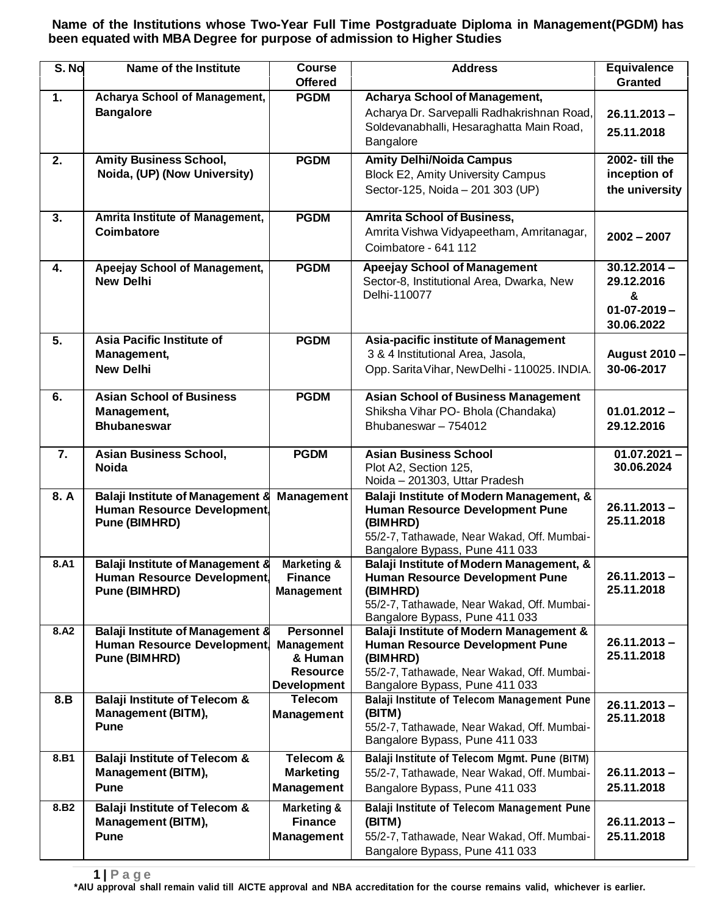**Name of the Institutions whose Two-Year Full Time Postgraduate Diploma in Management(PGDM) has been equated with MBA Degree for purpose of admission to Higher Studies**

| S. No | Name of the Institute | Course Offered | Address | Equivalence Granted |
|---|---|---|---|---|
| 1. | **Acharya School of Management, Bangalore** | **PGDM** | **Acharya School of Management,** Acharya Dr. Sarvepalli Radhakrishnan Road, Soldevanabhalli, Hesaraghatta Main Road, Bangalore | **26.11.2013 – 25.11.2018** |
| 2. | **Amity Business School, Noida, (UP) (Now University)** | **PGDM** | **Amity Delhi/Noida Campus** Block E2, Amity University Campus Sector-125, Noida – 201 303 (UP) | **2002- till the inception of the university** |
| 3. | **Amrita Institute of Management, Coimbatore** | **PGDM** | **Amrita School of Business,** Amrita Vishwa Vidyapeetham, Amritanagar, Coimbatore - 641 112 | **2002 – 2007** |
| 4. | **Apeejay School of Management, New Delhi** | **PGDM** | **Apeejay School of Management** Sector-8, Institutional Area, Dwarka, New Delhi-110077 | **30.12.2014 – 29.12.2016 & 01-07-2019 – 30.06.2022** |
| 5. | **Asia Pacific Institute of Management, New Delhi** | **PGDM** | **Asia-pacific institute of Management** 3 & 4 Institutional Area, Jasola, Opp. Sarita Vihar, New Delhi - 110025. INDIA. | **August 2010 – 30-06-2017** |
| 6. | **Asian School of Business Management, Bhubaneswar** | **PGDM** | **Asian School of Business Management** Shiksha Vihar PO- Bhola (Chandaka) Bhubaneswar – 754012 | **01.01.2012 – 29.12.2016** |
| 7. | **Asian Business School, Noida** | **PGDM** | **Asian Business School** Plot A2, Section 125, Noida – 201303, Uttar Pradesh | **01.07.2021 – 30.06.2024** |
| 8. A | **Balaji Institute of Management & Human Resource Development, Pune (BIMHRD)** | **Management** | **Balaji Institute of Modern Management, & Human Resource Development Pune (BIMHRD)** 55/2-7, Tathawade, Near Wakad, Off. Mumbai-Bangalore Bypass, Pune 411 033 | **26.11.2013 – 25.11.2018** |
| 8.A1 | **Balaji Institute of Management & Human Resource Development, Pune (BIMHRD)** | **Marketing & Finance Management** | **Balaji Institute of Modern Management, & Human Resource Development Pune (BIMHRD)** 55/2-7, Tathawade, Near Wakad, Off. Mumbai-Bangalore Bypass, Pune 411 033 | **26.11.2013 – 25.11.2018** |
| 8.A2 | **Balaji Institute of Management & Human Resource Development, Pune (BIMHRD)** | **Personnel Management & Human Resource Development** | **Balaji Institute of Modern Management & Human Resource Development Pune (BIMHRD)** 55/2-7, Tathawade, Near Wakad, Off. Mumbai-Bangalore Bypass, Pune 411 033 | **26.11.2013 – 25.11.2018** |
| 8.B | **Balaji Institute of Telecom & Management (BITM), Pune** | **Telecom Management** | **Balaji Institute of Telecom Management Pune (BITM)** 55/2-7, Tathawade, Near Wakad, Off. Mumbai-Bangalore Bypass, Pune 411 033 | **26.11.2013 – 25.11.2018** |
| 8.B1 | **Balaji Institute of Telecom & Management (BITM), Pune** | **Telecom & Marketing Management** | **Balaji Institute of Telecom Mgmt. Pune (BITM)** 55/2-7, Tathawade, Near Wakad, Off. Mumbai-Bangalore Bypass, Pune 411 033 | **26.11.2013 – 25.11.2018** |
| 8.B2 | **Balaji Institute of Telecom & Management (BITM), Pune** | **Marketing & Finance Management** | **Balaji Institute of Telecom Management Pune (BITM)** 55/2-7, Tathawade, Near Wakad, Off. Mumbai-Bangalore Bypass, Pune 411 033 | **26.11.2013 – 25.11.2018** |

**\*AIU approval shall remain valid till AICTE approval and NBA accreditation for the course remains valid, whichever is earlier.**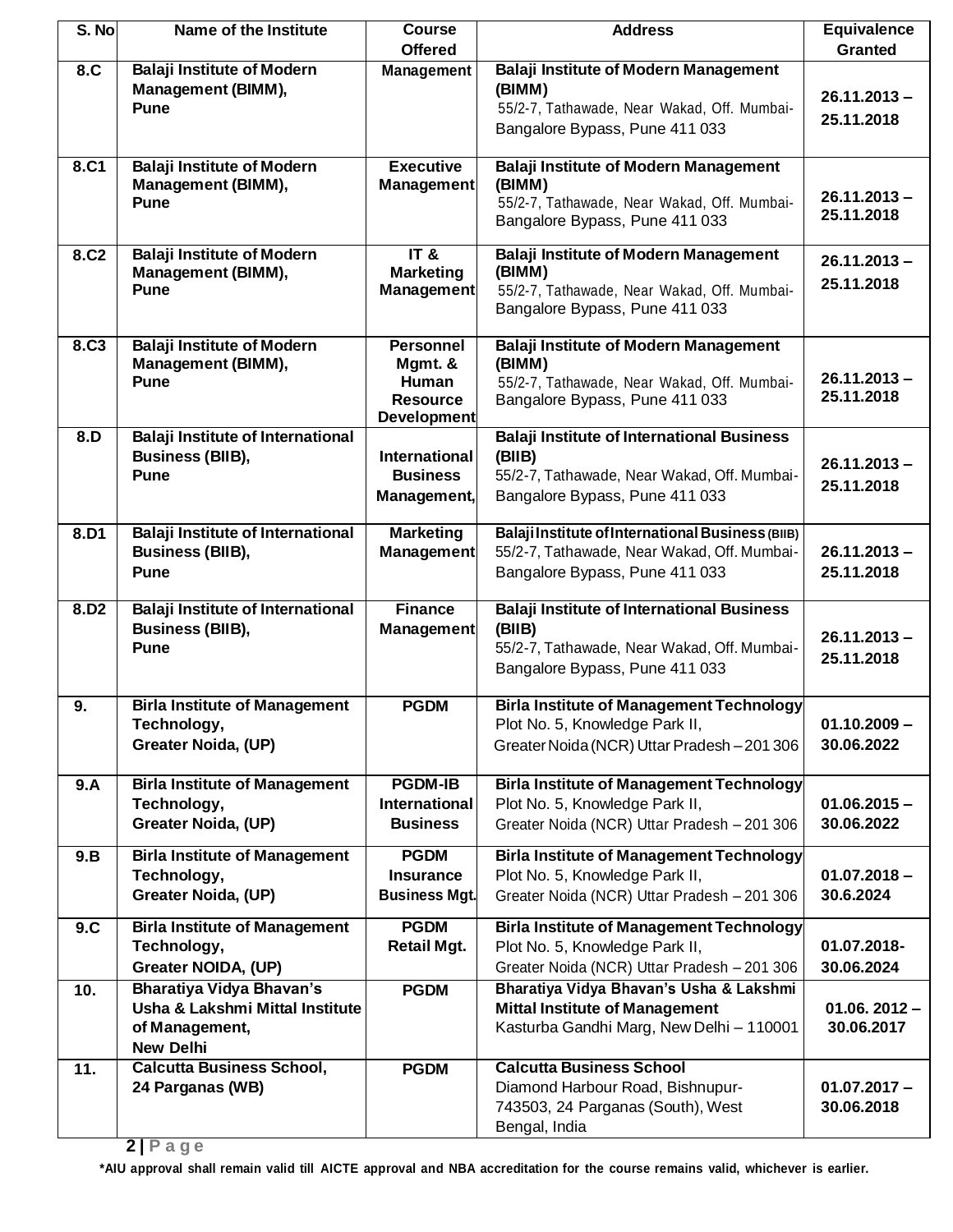| S. No | Name of the Institute | Course Offered | Address | Equivalence Granted |
|---|---|---|---|---|
| 8.C | **Balaji Institute of Modern Management (BIMM), Pune** | **Management** | **Balaji Institute of Modern Management (BIMM)** 55/2-7, Tathawade, Near Wakad, Off. Mumbai-Bangalore Bypass, Pune 411 033 | **26.11.2013 – 25.11.2018** |
| 8.C1 | **Balaji Institute of Modern Management (BIMM), Pune** | **Executive Management** | **Balaji Institute of Modern Management (BIMM)** 55/2-7, Tathawade, Near Wakad, Off. Mumbai-Bangalore Bypass, Pune 411 033 | **26.11.2013 – 25.11.2018** |
| 8.C2 | **Balaji Institute of Modern Management (BIMM), Pune** | **IT & Marketing Management** | **Balaji Institute of Modern Management (BIMM)** 55/2-7, Tathawade, Near Wakad, Off. Mumbai-Bangalore Bypass, Pune 411 033 | **26.11.2013 – 25.11.2018** |
| 8.C3 | **Balaji Institute of Modern Management (BIMM), Pune** | **Personnel Mgmt. & Human Resource Development** | **Balaji Institute of Modern Management (BIMM)** 55/2-7, Tathawade, Near Wakad, Off. Mumbai-Bangalore Bypass, Pune 411 033 | **26.11.2013 – 25.11.2018** |
| 8.D | **Balaji Institute of International Business (BIIB), Pune** | **International Business Management,** | **Balaji Institute of International Business (BIIB)** 55/2-7, Tathawade, Near Wakad, Off. Mumbai-Bangalore Bypass, Pune 411 033 | **26.11.2013 – 25.11.2018** |
| 8.D1 | **Balaji Institute of International Business (BIIB), Pune** | **Marketing Management** | **Balaji Institute of International Business (BIIB)** 55/2-7, Tathawade, Near Wakad, Off. Mumbai-Bangalore Bypass, Pune 411 033 | **26.11.2013 – 25.11.2018** |
| 8.D2 | **Balaji Institute of International Business (BIIB), Pune** | **Finance Management** | **Balaji Institute of International Business (BIIB)** 55/2-7, Tathawade, Near Wakad, Off. Mumbai-Bangalore Bypass, Pune 411 033 | **26.11.2013 – 25.11.2018** |
| 9. | **Birla Institute of Management Technology, Greater Noida, (UP)** | **PGDM** | **Birla Institute of Management Technology** Plot No. 5, Knowledge Park II, Greater Noida (NCR) Uttar Pradesh – 201 306 | **01.10.2009 – 30.06.2022** |
| 9.A | **Birla Institute of Management Technology, Greater Noida, (UP)** | **PGDM-IB International Business** | **Birla Institute of Management Technology** Plot No. 5, Knowledge Park II, Greater Noida (NCR) Uttar Pradesh – 201 306 | **01.06.2015 – 30.06.2022** |
| 9.B | **Birla Institute of Management Technology, Greater Noida, (UP)** | **PGDM Insurance Business Mgt.** | **Birla Institute of Management Technology** Plot No. 5, Knowledge Park II, Greater Noida (NCR) Uttar Pradesh – 201 306 | **01.07.2018 – 30.6.2024** |
| 9.C | **Birla Institute of Management Technology, Greater NOIDA, (UP)** | **PGDM Retail Mgt.** | **Birla Institute of Management Technology** Plot No. 5, Knowledge Park II, Greater Noida (NCR) Uttar Pradesh – 201 306 | **01.07.2018- 30.06.2024** |
| 10. | **Bharatiya Vidya Bhavan's Usha & Lakshmi Mittal Institute of Management, New Delhi** | **PGDM** | **Bharatiya Vidya Bhavan's Usha & Lakshmi Mittal Institute of Management** Kasturba Gandhi Marg, New Delhi – 110001 | **01.06. 2012 – 30.06.2017** |
| 11. | **Calcutta Business School, 24 Parganas (WB)** | **PGDM** | **Calcutta Business School** Diamond Harbour Road, Bishnupur-743503, 24 Parganas (South), West Bengal, India | **01.07.2017 – 30.06.2018** |

**\*AIU approval shall remain valid till AICTE approval and NBA accreditation for the course remains valid, whichever is earlier.**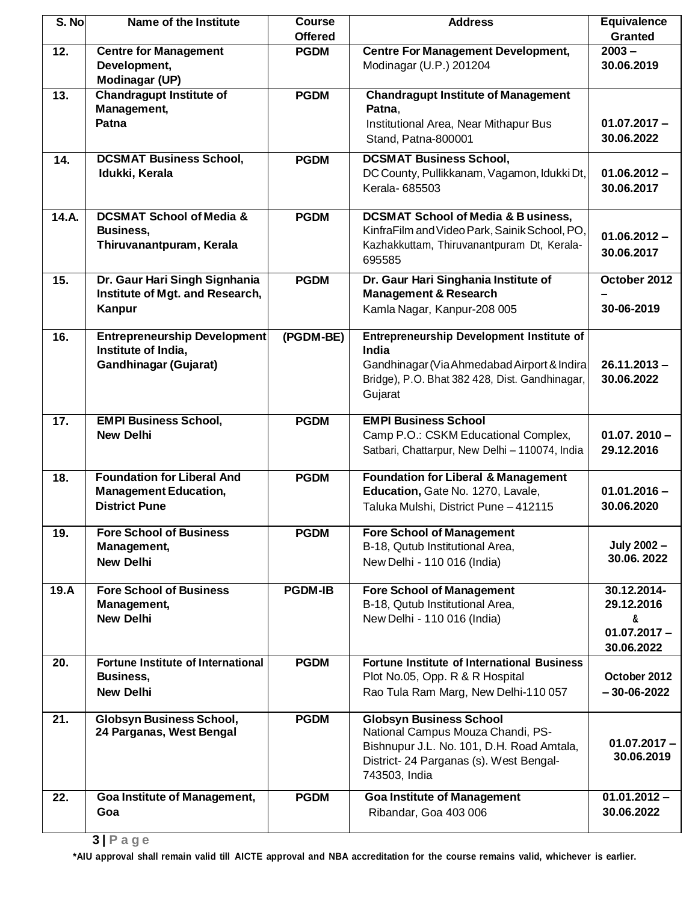| S. No | Name of the Institute | Course Offered | Address | Equivalence Granted |
|---|---|---|---|---|
| 12. | **Centre for Management Development, Modinagar (UP)** | **PGDM** | **Centre For Management Development,** Modinagar (U.P.) 201204 | **2003 – 30.06.2019** |
| 13. | **Chandragupt Institute of Management, Patna** | **PGDM** | **Chandragupt Institute of Management Patna**, Institutional Area, Near Mithapur Bus Stand, Patna-800001 | **01.07.2017 – 30.06.2022** |
| 14. | **DCSMAT Business School, Idukki, Kerala** | **PGDM** | **DCSMAT Business School,** DC County, Pullikkanam, Vagamon, Idukki Dt, Kerala- 685503 | **01.06.2012 – 30.06.2017** |
| 14.A. | **DCSMAT School of Media & Business, Thiruvanantpuram, Kerala** | **PGDM** | **DCSMAT School of Media & B usiness,** KinfraFilm and Video Park, Sainik School, PO, Kazhakkuttam, Thiruvanantpuram Dt, Kerala- 695585 | **01.06.2012 – 30.06.2017** |
| 15. | **Dr. Gaur Hari Singh Signhania Institute of Mgt. and Research, Kanpur** | **PGDM** | **Dr. Gaur Hari Singhania Institute of Management & Research** Kamla Nagar, Kanpur-208 005 | **October 2012 – 30-06-2019** |
| 16. | **Entrepreneurship Development Institute of India, Gandhinagar (Gujarat)** | **(PGDM-BE)** | **Entrepreneurship Development Institute of India** Gandhinagar (Via Ahmedabad Airport & Indira Bridge), P.O. Bhat 382 428, Dist. Gandhinagar, Gujarat | **26.11.2013 – 30.06.2022** |
| 17. | **EMPI Business School, New Delhi** | **PGDM** | **EMPI Business School** Camp P.O.: CSKM Educational Complex, Satbari, Chattarpur, New Delhi – 110074, India | **01.07. 2010 – 29.12.2016** |
| 18. | **Foundation for Liberal And Management Education, District Pune** | **PGDM** | **Foundation for Liberal & Management Education,** Gate No. 1270, Lavale, Taluka Mulshi, District Pune – 412115 | **01.01.2016 – 30.06.2020** |
| 19. | **Fore School of Business Management, New Delhi** | **PGDM** | **Fore School of Management** B-18, Qutub Institutional Area, New Delhi - 110 016 (India) | **July 2002 – 30.06. 2022** |
| 19.A | **Fore School of Business Management, New Delhi** | **PGDM-IB** | **Fore School of Management** B-18, Qutub Institutional Area, New Delhi - 110 016 (India) | **30.12.2014- 29.12.2016 & 01.07.2017 – 30.06.2022** |
| 20. | **Fortune Institute of International Business, New Delhi** | **PGDM** | **Fortune Institute of International Business** Plot No.05, Opp. R & R Hospital Rao Tula Ram Marg, New Delhi-110 057 | **October 2012 – 30-06-2022** |
| 21. | **Globsyn Business School, 24 Parganas, West Bengal** | **PGDM** | **Globsyn Business School** National Campus Mouza Chandi, PS-Bishnupur J.L. No. 101, D.H. Road Amtala, District- 24 Parganas (s). West Bengal-743503, India | **01.07.2017 – 30.06.2019** |
| 22. | **Goa Institute of Management, Goa** | **PGDM** | **Goa Institute of Management** Ribandar, Goa 403 006 | **01.01.2012 – 30.06.2022** |

**\*AIU approval shall remain valid till AICTE approval and NBA accreditation for the course remains valid, whichever is earlier.**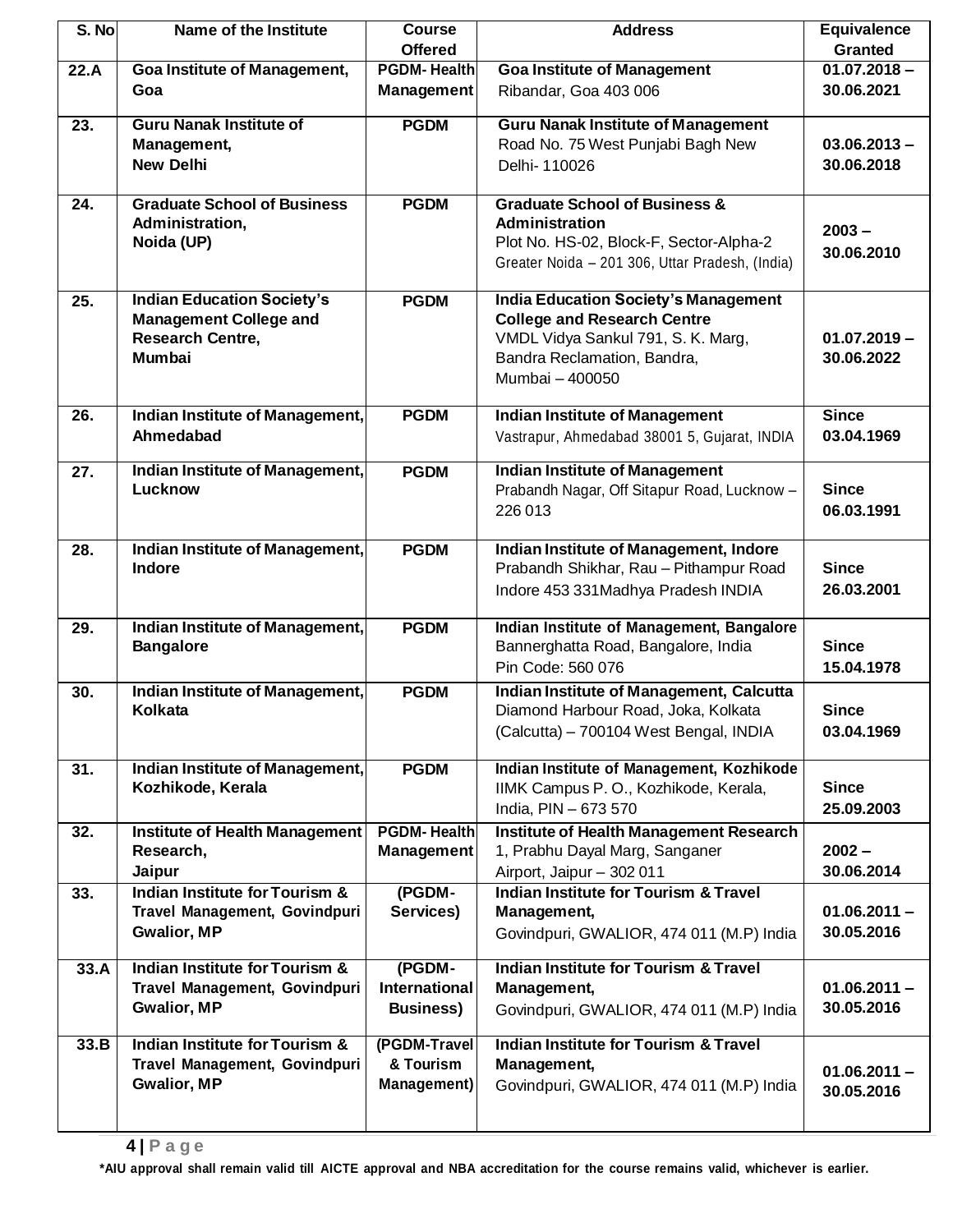| S. No | Name of the Institute | Course Offered | Address | Equivalence Granted |
|---|---|---|---|---|
| 22.A | **Goa Institute of Management, Goa** | **PGDM- Health Management** | **Goa Institute of Management** Ribandar, Goa 403 006 | **01.07.2018 – 30.06.2021** |
| 23. | **Guru Nanak Institute of Management, New Delhi** | **PGDM** | **Guru Nanak Institute of Management** Road No. 75 West Punjabi Bagh New Delhi- 110026 | **03.06.2013 – 30.06.2018** |
| 24. | **Graduate School of Business Administration, Noida (UP)** | **PGDM** | **Graduate School of Business & Administration** Plot No. HS-02, Block-F, Sector-Alpha-2 Greater Noida – 201 306, Uttar Pradesh, (India) | **2003 – 30.06.2010** |
| 25. | **Indian Education Society's Management College and Research Centre, Mumbai** | **PGDM** | **India Education Society's Management College and Research Centre** VMDL Vidya Sankul 791, S. K. Marg, Bandra Reclamation, Bandra, Mumbai – 400050 | **01.07.2019 – 30.06.2022** |
| 26. | **Indian Institute of Management, Ahmedabad** | **PGDM** | **Indian Institute of Management** Vastrapur, Ahmedabad 38001 5, Gujarat, INDIA | **Since 03.04.1969** |
| 27. | **Indian Institute of Management, Lucknow** | **PGDM** | **Indian Institute of Management** Prabandh Nagar, Off Sitapur Road, Lucknow – 226 013 | **Since 06.03.1991** |
| 28. | **Indian Institute of Management, Indore** | **PGDM** | **Indian Institute of Management, Indore** Prabandh Shikhar, Rau – Pithampur Road Indore 453 331Madhya Pradesh INDIA | **Since 26.03.2001** |
| 29. | **Indian Institute of Management, Bangalore** | **PGDM** | **Indian Institute of Management, Bangalore** Bannerghatta Road, Bangalore, India Pin Code: 560 076 | **Since 15.04.1978** |
| 30. | **Indian Institute of Management, Kolkata** | **PGDM** | **Indian Institute of Management, Calcutta** Diamond Harbour Road, Joka, Kolkata (Calcutta) – 700104 West Bengal, INDIA | **Since 03.04.1969** |
| 31. | **Indian Institute of Management, Kozhikode, Kerala** | **PGDM** | **Indian Institute of Management, Kozhikode** IIMK Campus P. O., Kozhikode, Kerala, India, PIN – 673 570 | **Since 25.09.2003** |
| 32. | **Institute of Health Management Research, Jaipur** | **PGDM- Health Management** | **Institute of Health Management Research** 1, Prabhu Dayal Marg, Sanganer Airport, Jaipur – 302 011 | **2002 – 30.06.2014** |
| 33. | **Indian Institute for Tourism & Travel Management, Govindpuri Gwalior, MP** | **(PGDM-Services)** | **Indian Institute for Tourism & Travel Management,** Govindpuri, GWALIOR, 474 011 (M.P) India | **01.06.2011 – 30.05.2016** |
| 33.A | **Indian Institute for Tourism & Travel Management, Govindpuri Gwalior, MP** | **(PGDM-International Business)** | **Indian Institute for Tourism & Travel Management,** Govindpuri, GWALIOR, 474 011 (M.P) India | **01.06.2011 – 30.05.2016** |
| 33.B | **Indian Institute for Tourism & Travel Management, Govindpuri Gwalior, MP** | **(PGDM-Travel & Tourism Management)** | **Indian Institute for Tourism & Travel Management,** Govindpuri, GWALIOR, 474 011 (M.P) India | **01.06.2011 – 30.05.2016** |

**\*AIU approval shall remain valid till AICTE approval and NBA accreditation for the course remains valid, whichever is earlier.**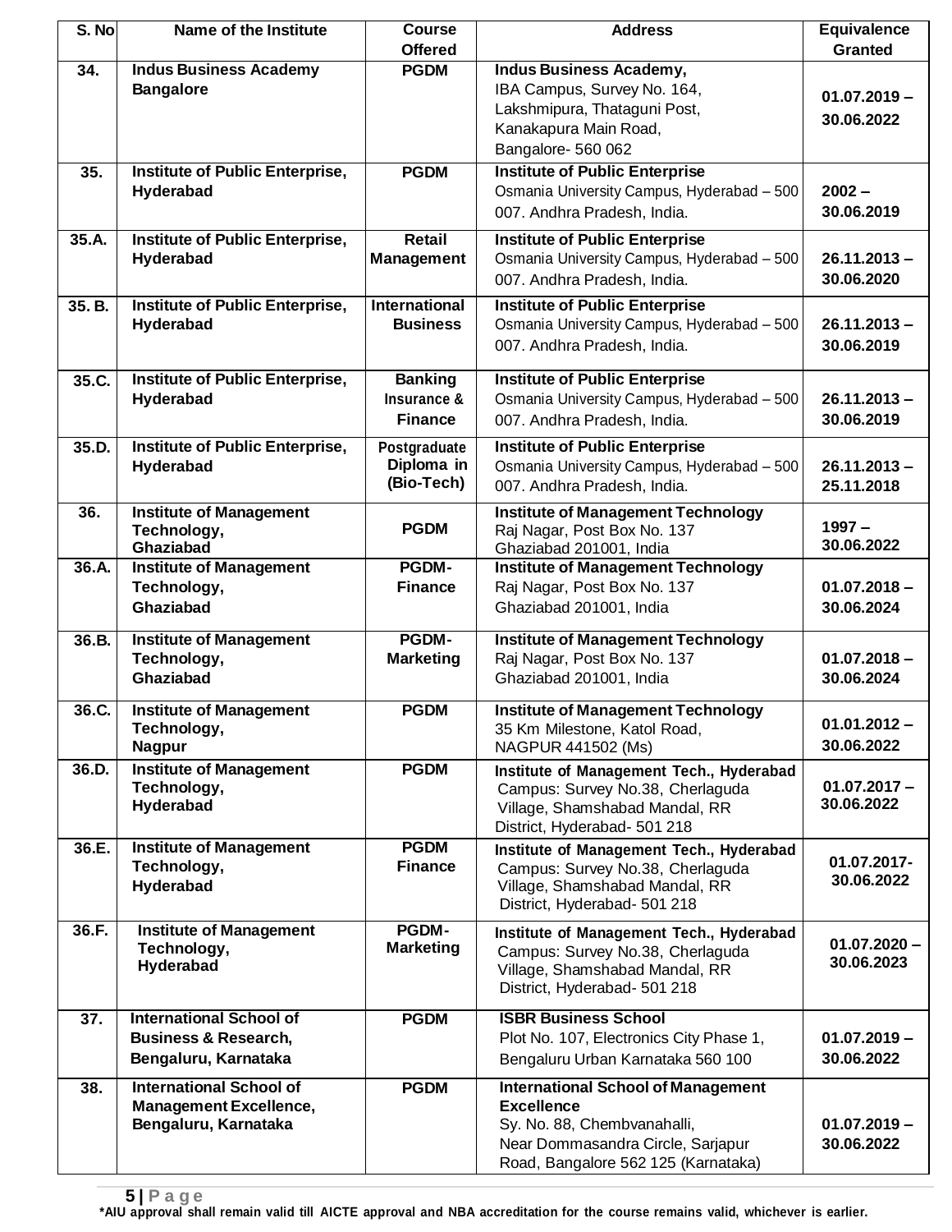| S. No | Name of the Institute | Course Offered | Address | Equivalence Granted |
|---|---|---|---|---|
| 34. | **Indus Business Academy Bangalore** | **PGDM** | **Indus Business Academy,** IBA Campus, Survey No. 164, Lakshmipura, Thataguni Post, Kanakapura Main Road, Bangalore- 560 062 | **01.07.2019 – 30.06.2022** |
| 35. | **Institute of Public Enterprise, Hyderabad** | **PGDM** | **Institute of Public Enterprise** Osmania University Campus, Hyderabad – 500 007. Andhra Pradesh, India. | **2002 – 30.06.2019** |
| 35.A. | **Institute of Public Enterprise, Hyderabad** | **Retail Management** | **Institute of Public Enterprise** Osmania University Campus, Hyderabad – 500 007. Andhra Pradesh, India. | **26.11.2013 – 30.06.2020** |
| 35. B. | **Institute of Public Enterprise, Hyderabad** | **International Business** | **Institute of Public Enterprise** Osmania University Campus, Hyderabad – 500 007. Andhra Pradesh, India. | **26.11.2013 – 30.06.2019** |
| 35.C. | **Institute of Public Enterprise, Hyderabad** | **Banking Insurance & Finance** | **Institute of Public Enterprise** Osmania University Campus, Hyderabad – 500 007. Andhra Pradesh, India. | **26.11.2013 – 30.06.2019** |
| 35.D. | **Institute of Public Enterprise, Hyderabad** | **Postgraduate Diploma in (Bio-Tech)** | **Institute of Public Enterprise** Osmania University Campus, Hyderabad – 500 007. Andhra Pradesh, India. | **26.11.2013 – 25.11.2018** |
| 36. | **Institute of Management Technology, Ghaziabad** | **PGDM** | **Institute of Management Technology** Raj Nagar, Post Box No. 137 Ghaziabad 201001, India | **1997 – 30.06.2022** |
| 36.A. | **Institute of Management Technology, Ghaziabad** | **PGDM-Finance** | **Institute of Management Technology** Raj Nagar, Post Box No. 137 Ghaziabad 201001, India | **01.07.2018 – 30.06.2024** |
| 36.B. | **Institute of Management Technology, Ghaziabad** | **PGDM-Marketing** | **Institute of Management Technology** Raj Nagar, Post Box No. 137 Ghaziabad 201001, India | **01.07.2018 – 30.06.2024** |
| 36.C. | **Institute of Management Technology, Nagpur** | **PGDM** | **Institute of Management Technology** 35 Km Milestone, Katol Road, NAGPUR 441502 (Ms) | **01.01.2012 – 30.06.2022** |
| 36.D. | **Institute of Management Technology, Hyderabad** | **PGDM** | **Institute of Management Tech., Hyderabad** Campus: Survey No.38, Cherlaguda Village, Shamshabad Mandal, RR District, Hyderabad- 501 218 | **01.07.2017 – 30.06.2022** |
| 36.E. | **Institute of Management Technology, Hyderabad** | **PGDM Finance** | **Institute of Management Tech., Hyderabad** Campus: Survey No.38, Cherlaguda Village, Shamshabad Mandal, RR District, Hyderabad- 501 218 | **01.07.2017- 30.06.2022** |
| 36.F. | **Institute of Management Technology, Hyderabad** | **PGDM-Marketing** | **Institute of Management Tech., Hyderabad** Campus: Survey No.38, Cherlaguda Village, Shamshabad Mandal, RR District, Hyderabad- 501 218 | **01.07.2020 – 30.06.2023** |
| 37. | **International School of Business & Research, Bengaluru, Karnataka** | **PGDM** | **ISBR Business School** Plot No. 107, Electronics City Phase 1, Bengaluru Urban Karnataka 560 100 | **01.07.2019 – 30.06.2022** |
| 38. | **International School of Management Excellence, Bengaluru, Karnataka** | **PGDM** | **International School of Management Excellence** Sy. No. 88, Chembvanahalli, Near Dommasandra Circle, Sarjapur Road, Bangalore 562 125 (Karnataka) | **01.07.2019 – 30.06.2022** |

**\*AIU approval shall remain valid till AICTE approval and NBA accreditation for the course remains valid, whichever is earlier.**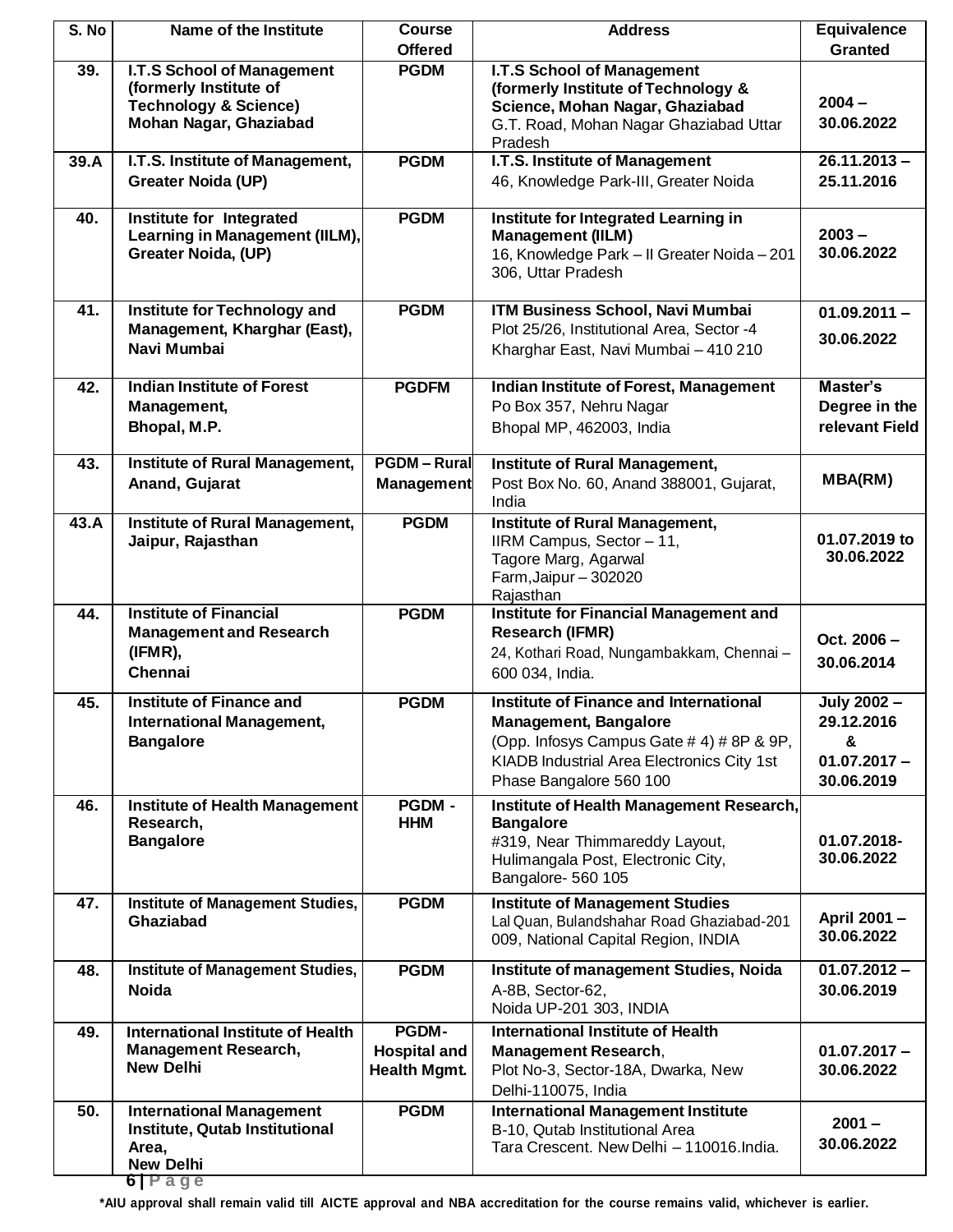| S. No | Name of the Institute | Course Offered | Address | Equivalence Granted |
|---|---|---|---|---|
| 39. | **I.T.S School of Management (formerly Institute of Technology & Science) Mohan Nagar, Ghaziabad** | **PGDM** | **I.T.S School of Management (formerly Institute of Technology & Science, Mohan Nagar, Ghaziabad** G.T. Road, Mohan Nagar Ghaziabad Uttar Pradesh | **2004 – 30.06.2022** |
| 39.A | **I.T.S. Institute of Management, Greater Noida (UP)** | **PGDM** | **I.T.S. Institute of Management** 46, Knowledge Park-III, Greater Noida | **26.11.2013 – 25.11.2016** |
| 40. | **Institute for Integrated Learning in Management (IILM), Greater Noida, (UP)** | **PGDM** | **Institute for Integrated Learning in Management (IILM)** 16, Knowledge Park – II Greater Noida – 201 306, Uttar Pradesh | **2003 – 30.06.2022** |
| 41. | **Institute for Technology and Management, Kharghar (East), Navi Mumbai** | **PGDM** | **ITM Business School, Navi Mumbai** Plot 25/26, Institutional Area, Sector -4 Kharghar East, Navi Mumbai – 410 210 | **01.09.2011 – 30.06.2022** |
| 42. | **Indian Institute of Forest Management, Bhopal, M.P.** | **PGDFM** | **Indian Institute of Forest, Management** Po Box 357, Nehru Nagar Bhopal MP, 462003, India | **Master's Degree in the relevant Field** |
| 43. | **Institute of Rural Management, Anand, Gujarat** | **PGDM – Rural Management** | **Institute of Rural Management,** Post Box No. 60, Anand 388001, Gujarat, India | **MBA(RM)** |
| 43.A | **Institute of Rural Management, Jaipur, Rajasthan** | **PGDM** | **Institute of Rural Management,** IIRM Campus, Sector – 11, Tagore Marg, Agarwal Farm,Jaipur – 302020 Rajasthan | **01.07.2019 to 30.06.2022** |
| 44. | **Institute of Financial Management and Research (IFMR), Chennai** | **PGDM** | **Institute for Financial Management and Research (IFMR)** 24, Kothari Road, Nungambakkam, Chennai – 600 034, India. | **Oct. 2006 – 30.06.2014** |
| 45. | **Institute of Finance and International Management, Bangalore** | **PGDM** | **Institute of Finance and International Management, Bangalore** (Opp. Infosys Campus Gate # 4) # 8P & 9P, KIADB Industrial Area Electronics City 1st Phase Bangalore 560 100 | **July 2002 – 29.12.2016 & 01.07.2017 – 30.06.2019** |
| 46. | **Institute of Health Management Research, Bangalore** | **PGDM - HHM** | **Institute of Health Management Research, Bangalore** #319, Near Thimmareddy Layout, Hulimangala Post, Electronic City, Bangalore- 560 105 | **01.07.2018- 30.06.2022** |
| 47. | **Institute of Management Studies, Ghaziabad** | **PGDM** | **Institute of Management Studies** Lal Quan, Bulandshahar Road Ghaziabad-201 009, National Capital Region, INDIA | **April 2001 – 30.06.2022** |
| 48. | **Institute of Management Studies, Noida** | **PGDM** | **Institute of management Studies, Noida** A-8B, Sector-62, Noida UP-201 303, INDIA | **01.07.2012 – 30.06.2019** |
| 49. | **International Institute of Health Management Research, New Delhi** | **PGDM-Hospital and Health Mgmt.** | **International Institute of Health Management Research**, Plot No-3, Sector-18A, Dwarka, New Delhi-110075, India | **01.07.2017 – 30.06.2022** |
| 50. | **International Management Institute, Qutab Institutional Area, New Delhi** | **PGDM** | **International Management Institute** B-10, Qutab Institutional Area Tara Crescent. New Delhi – 110016.India. | **2001 – 30.06.2022** |

***AIU approval shall remain valid till AICTE approval and NBA accreditation for the course remains valid, whichever is earlier.**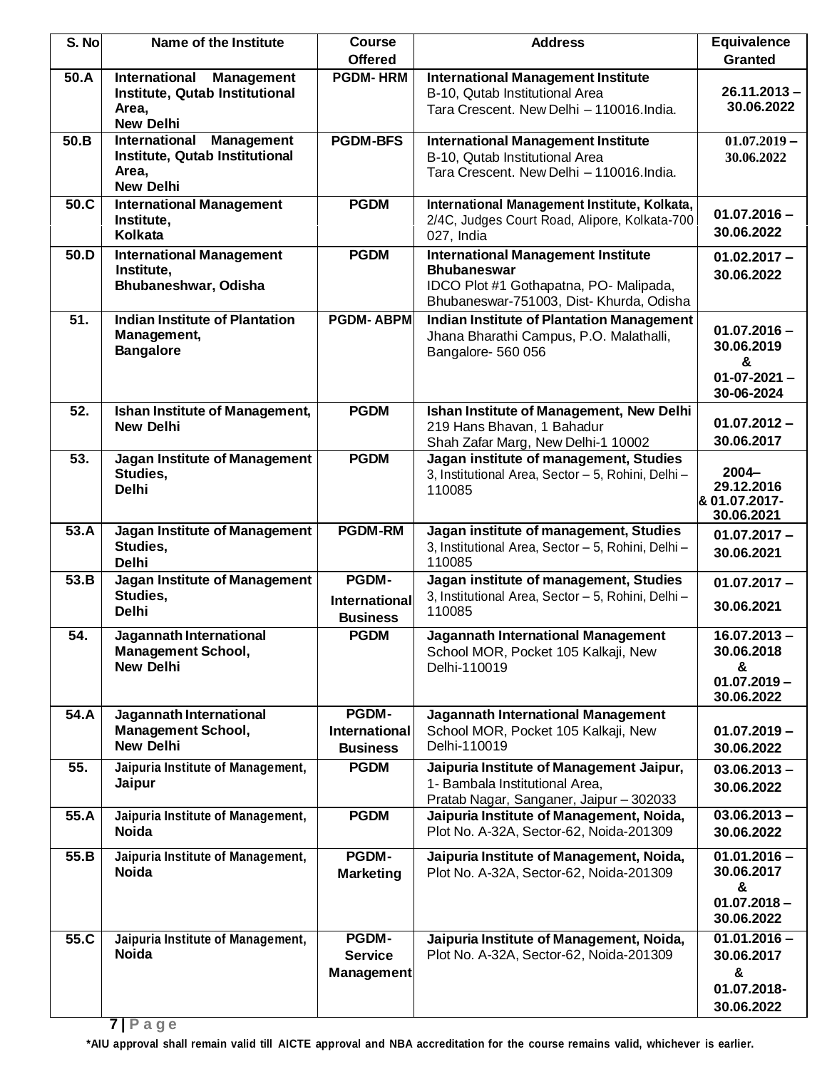| S. No | Name of the Institute | Course Offered | Address | Equivalence Granted |
|---|---|---|---|---|
| 50.A | International Management Institute, Qutab Institutional Area, New Delhi | PGDM- HRM | **International Management Institute** B-10, Qutab Institutional Area Tara Crescent. New Delhi – 110016.India. | 26.11.2013 – 30.06.2022 |
| 50.B | International Management Institute, Qutab Institutional Area, New Delhi | PGDM-BFS | **International Management Institute** B-10, Qutab Institutional Area Tara Crescent. New Delhi – 110016.India. | 01.07.2019 – 30.06.2022 |
| 50.C | International Management Institute, Kolkata | PGDM | **International Management Institute, Kolkata,** 2/4C, Judges Court Road, Alipore, Kolkata-700 027, India | 01.07.2016 – 30.06.2022 |
| 50.D | International Management Institute, Bhubaneshwar, Odisha | PGDM | **International Management Institute Bhubaneswar** IDCO Plot #1 Gothapatna, PO- Malipada, Bhubaneswar-751003, Dist- Khurda, Odisha | 01.02.2017 – 30.06.2022 |
| 51. | Indian Institute of Plantation Management, Bangalore | PGDM- ABPM | **Indian Institute of Plantation Management** Jhana Bharathi Campus, P.O. Malathalli, Bangalore- 560 056 | 01.07.2016 – 30.06.2019 & 01-07-2021 – 30-06-2024 |
| 52. | Ishan Institute of Management, New Delhi | PGDM | **Ishan Institute of Management, New Delhi** 219 Hans Bhavan, 1 Bahadur Shah Zafar Marg, New Delhi-1 10002 | 01.07.2012 – 30.06.2017 |
| 53. | Jagan Institute of Management Studies, Delhi | PGDM | **Jagan institute of management, Studies** 3, Institutional Area, Sector – 5, Rohini, Delhi – 110085 | 2004– 29.12.2016 & 01.07.2017- 30.06.2021 |
| 53.A | Jagan Institute of Management Studies, Delhi | PGDM-RM | **Jagan institute of management, Studies** 3, Institutional Area, Sector – 5, Rohini, Delhi – 110085 | 01.07.2017 – 30.06.2021 |
| 53.B | Jagan Institute of Management Studies, Delhi | PGDM- International Business | **Jagan institute of management, Studies** 3, Institutional Area, Sector – 5, Rohini, Delhi – 110085 | 01.07.2017 – 30.06.2021 |
| 54. | Jagannath International Management School, New Delhi | PGDM | **Jagannath International Management** School MOR, Pocket 105 Kalkaji, New Delhi-110019 | 16.07.2013 – 30.06.2018 & 01.07.2019 – 30.06.2022 |
| 54.A | Jagannath International Management School, New Delhi | PGDM- International Business | **Jagannath International Management** School MOR, Pocket 105 Kalkaji, New Delhi-110019 | 01.07.2019 – 30.06.2022 |
| 55. | Jaipuria Institute of Management, Jaipur | PGDM | **Jaipuria Institute of Management Jaipur,** 1- Bambala Institutional Area, Pratab Nagar, Sanganer, Jaipur – 302033 | 03.06.2013 – 30.06.2022 |
| 55.A | Jaipuria Institute of Management, Noida | PGDM | **Jaipuria Institute of Management, Noida,** Plot No. A-32A, Sector-62, Noida-201309 | 03.06.2013 – 30.06.2022 |
| 55.B | Jaipuria Institute of Management, Noida | PGDM- Marketing | **Jaipuria Institute of Management, Noida,** Plot No. A-32A, Sector-62, Noida-201309 | 01.01.2016 – 30.06.2017 & 01.07.2018 – 30.06.2022 |
| 55.C | Jaipuria Institute of Management, Noida | PGDM- Service Management | **Jaipuria Institute of Management, Noida,** Plot No. A-32A, Sector-62, Noida-201309 | 01.01.2016 – 30.06.2017 & 01.07.2018- 30.06.2022 |

***AIU approval shall remain valid till AICTE approval and NBA accreditation for the course remains valid, whichever is earlier.**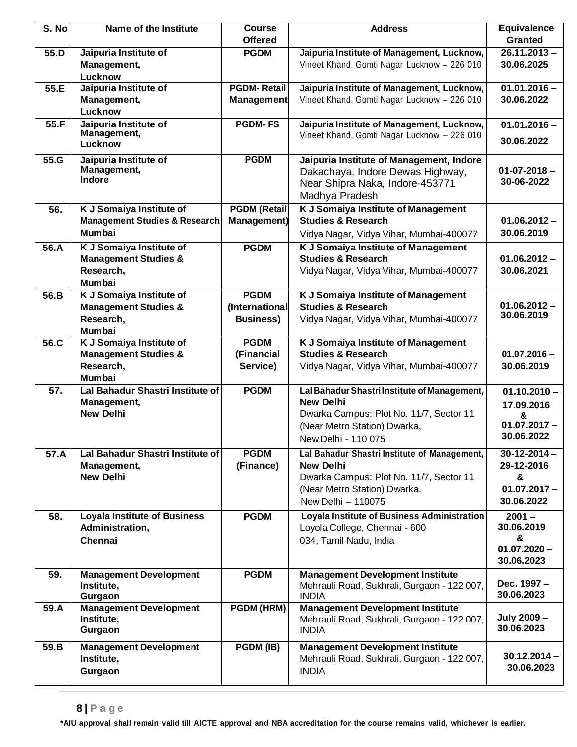| S. No | Name of the Institute | Course Offered | Address | Equivalence Granted |
|---|---|---|---|---|
| 55.D | Jaipuria Institute of Management, Lucknow | PGDM | Jaipuria Institute of Management, Lucknow, Vineet Khand, Gomti Nagar Lucknow – 226 010 | 26.11.2013 – 30.06.2025 |
| 55.E | Jaipuria Institute of Management, Lucknow | PGDM- Retail Management | Jaipuria Institute of Management, Lucknow, Vineet Khand, Gomti Nagar Lucknow – 226 010 | 01.01.2016 – 30.06.2022 |
| 55.F | Jaipuria Institute of Management, Lucknow | PGDM- FS | Jaipuria Institute of Management, Lucknow, Vineet Khand, Gomti Nagar Lucknow – 226 010 | 01.01.2016 – 30.06.2022 |
| 55.G | Jaipuria Institute of Management, Indore | PGDM | Jaipuria Institute of Management, Indore Dakachaya, Indore Dewas Highway, Near Shipra Naka, Indore-453771 Madhya Pradesh | 01-07-2018 – 30-06-2022 |
| 56. | K J Somaiya Institute of Management Studies & Research Mumbai | PGDM (Retail Management) | K J Somaiya Institute of Management Studies & Research Vidya Nagar, Vidya Vihar, Mumbai-400077 | 01.06.2012 – 30.06.2019 |
| 56.A | K J Somaiya Institute of Management Studies & Research, Mumbai | PGDM | K J Somaiya Institute of Management Studies & Research Vidya Nagar, Vidya Vihar, Mumbai-400077 | 01.06.2012 – 30.06.2021 |
| 56.B | K J Somaiya Institute of Management Studies & Research, Mumbai | PGDM (International Business) | K J Somaiya Institute of Management Studies & Research Vidya Nagar, Vidya Vihar, Mumbai-400077 | 01.06.2012 – 30.06.2019 |
| 56.C | K J Somaiya Institute of Management Studies & Research, Mumbai | PGDM (Financial Service) | K J Somaiya Institute of Management Studies & Research Vidya Nagar, Vidya Vihar, Mumbai-400077 | 01.07.2016 – 30.06.2019 |
| 57. | Lal Bahadur Shastri Institute of Management, New Delhi | PGDM | Lal Bahadur Shastri Institute of Management, New Delhi Dwarka Campus: Plot No. 11/7, Sector 11 (Near Metro Station) Dwarka, New Delhi - 110 075 | 01.10.2010 – 17.09.2016 & 01.07.2017 – 30.06.2022 |
| 57.A | Lal Bahadur Shastri Institute of Management, New Delhi | PGDM (Finance) | Lal Bahadur Shastri Institute of Management, New Delhi Dwarka Campus: Plot No. 11/7, Sector 11 (Near Metro Station) Dwarka, New Delhi – 110075 | 30-12-2014 – 29-12-2016 & 01.07.2017 – 30.06.2022 |
| 58. | Loyala Institute of Business Administration, Chennai | PGDM | Loyala Institute of Business Administration Loyola College, Chennai - 600 034, Tamil Nadu, India | 2001 – 30.06.2019 & 01.07.2020 – 30.06.2023 |
| 59. | Management Development Institute, Gurgaon | PGDM | Management Development Institute Mehrauli Road, Sukhrali, Gurgaon - 122 007, INDIA | Dec. 1997 – 30.06.2023 |
| 59.A | Management Development Institute, Gurgaon | PGDM (HRM) | Management Development Institute Mehrauli Road, Sukhrali, Gurgaon - 122 007, INDIA | July 2009 – 30.06.2023 |
| 59.B | Management Development Institute, Gurgaon | PGDM (IB) | Management Development Institute Mehrauli Road, Sukhrali, Gurgaon - 122 007, INDIA | 30.12.2014 – 30.06.2023 |

*AIU approval shall remain valid till AICTE approval and NBA accreditation for the course remains valid, whichever is earlier.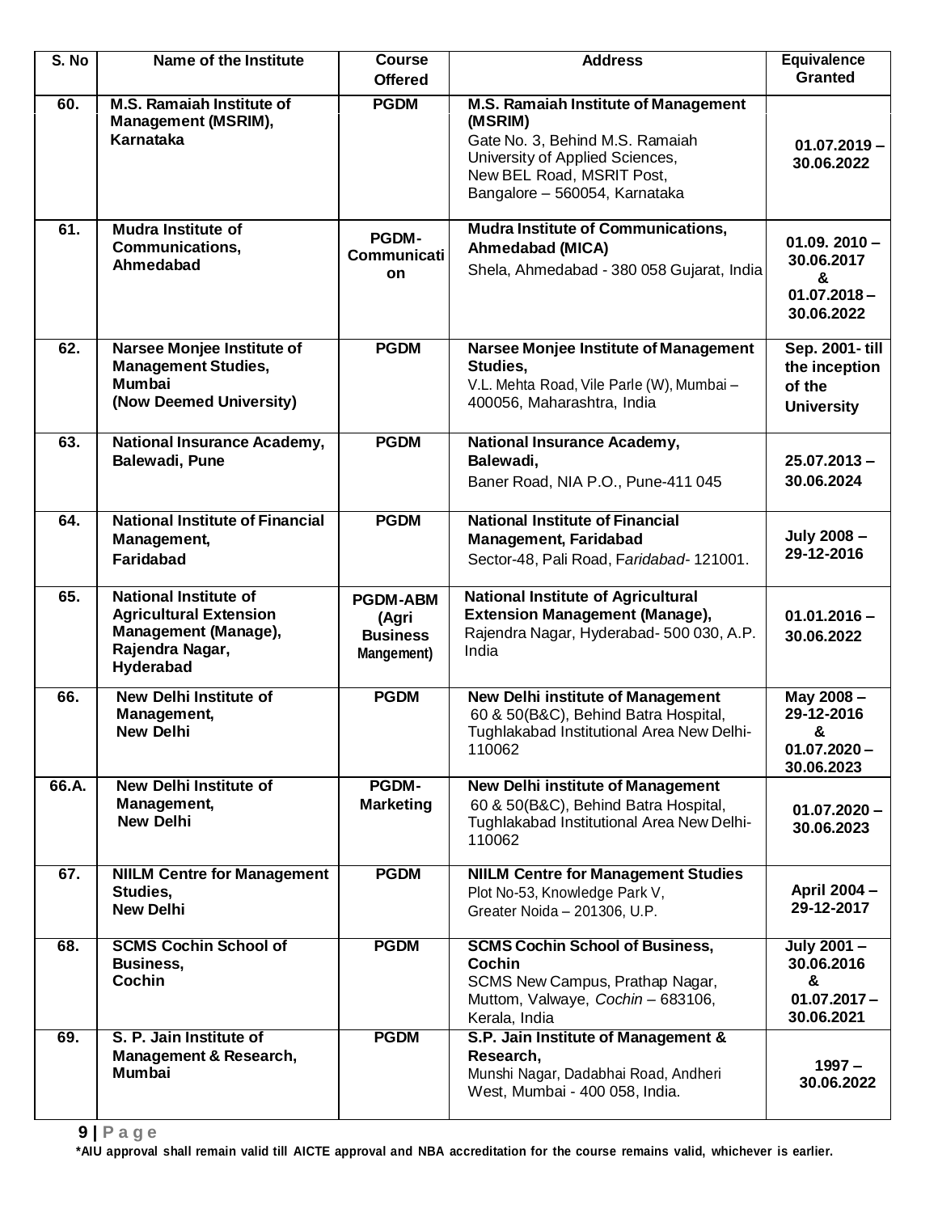| S. No | Name of the Institute | Course Offered | Address | Equivalence Granted |
|---|---|---|---|---|
| 60. | **M.S. Ramaiah Institute of Management (MSRIM), Karnataka** | **PGDM** | **M.S. Ramaiah Institute of Management (MSRIM)** Gate No. 3, Behind M.S. Ramaiah University of Applied Sciences, New BEL Road, MSRIT Post, Bangalore – 560054, Karnataka | **01.07.2019 – 30.06.2022** |
| 61. | **Mudra Institute of Communications, Ahmedabad** | **PGDM-Communication** | **Mudra Institute of Communications, Ahmedabad (MICA)** Shela, Ahmedabad - 380 058 Gujarat, India | **01.09. 2010 – 30.06.2017 & 01.07.2018 – 30.06.2022** |
| 62. | **Narsee Monjee Institute of Management Studies, Mumbai (Now Deemed University)** | **PGDM** | **Narsee Monjee Institute of Management Studies,** V.L. Mehta Road, Vile Parle (W), Mumbai – 400056, Maharashtra, India | **Sep. 2001- till the inception of the University** |
| 63. | **National Insurance Academy, Balewadi, Pune** | **PGDM** | **National Insurance Academy, Balewadi,** Baner Road, NIA P.O., Pune-411 045 | **25.07.2013 – 30.06.2024** |
| 64. | **National Institute of Financial Management, Faridabad** | **PGDM** | **National Institute of Financial Management, Faridabad** Sector-48, Pali Road, Faridabad- 121001. | **July 2008 – 29-12-2016** |
| 65. | **National Institute of Agricultural Extension Management (Manage), Rajendra Nagar, Hyderabad** | **PGDM-ABM (Agri Business Mangement)** | **National Institute of Agricultural Extension Management (Manage),** Rajendra Nagar, Hyderabad- 500 030, A.P. India | **01.01.2016 – 30.06.2022** |
| 66. | **New Delhi Institute of Management, New Delhi** | **PGDM** | **New Delhi institute of Management** 60 & 50(B&C), Behind Batra Hospital, Tughlakabad Institutional Area New Delhi-110062 | **May 2008 – 29-12-2016 & 01.07.2020 – 30.06.2023** |
| 66.A. | **New Delhi Institute of Management, New Delhi** | **PGDM-Marketing** | **New Delhi institute of Management** 60 & 50(B&C), Behind Batra Hospital, Tughlakabad Institutional Area New Delhi-110062 | **01.07.2020 – 30.06.2023** |
| 67. | **NIILM Centre for Management Studies, New Delhi** | **PGDM** | **NIILM Centre for Management Studies** Plot No-53, Knowledge Park V, Greater Noida – 201306, U.P. | **April 2004 – 29-12-2017** |
| 68. | **SCMS Cochin School of Business, Cochin** | **PGDM** | **SCMS Cochin School of Business, Cochin** SCMS New Campus, Prathap Nagar, Muttom, Valwaye, *Cochin* – 683106, Kerala, India | **July 2001 – 30.06.2016 & 01.07.2017 – 30.06.2021** |
| 69. | **S. P. Jain Institute of Management & Research, Mumbai** | **PGDM** | **S.P. Jain Institute of Management & Research,** Munshi Nagar, Dadabhai Road, Andheri West, Mumbai - 400 058, India. | **1997 – 30.06.2022** |

**\*AIU approval shall remain valid till AICTE approval and NBA accreditation for the course remains valid, whichever is earlier.**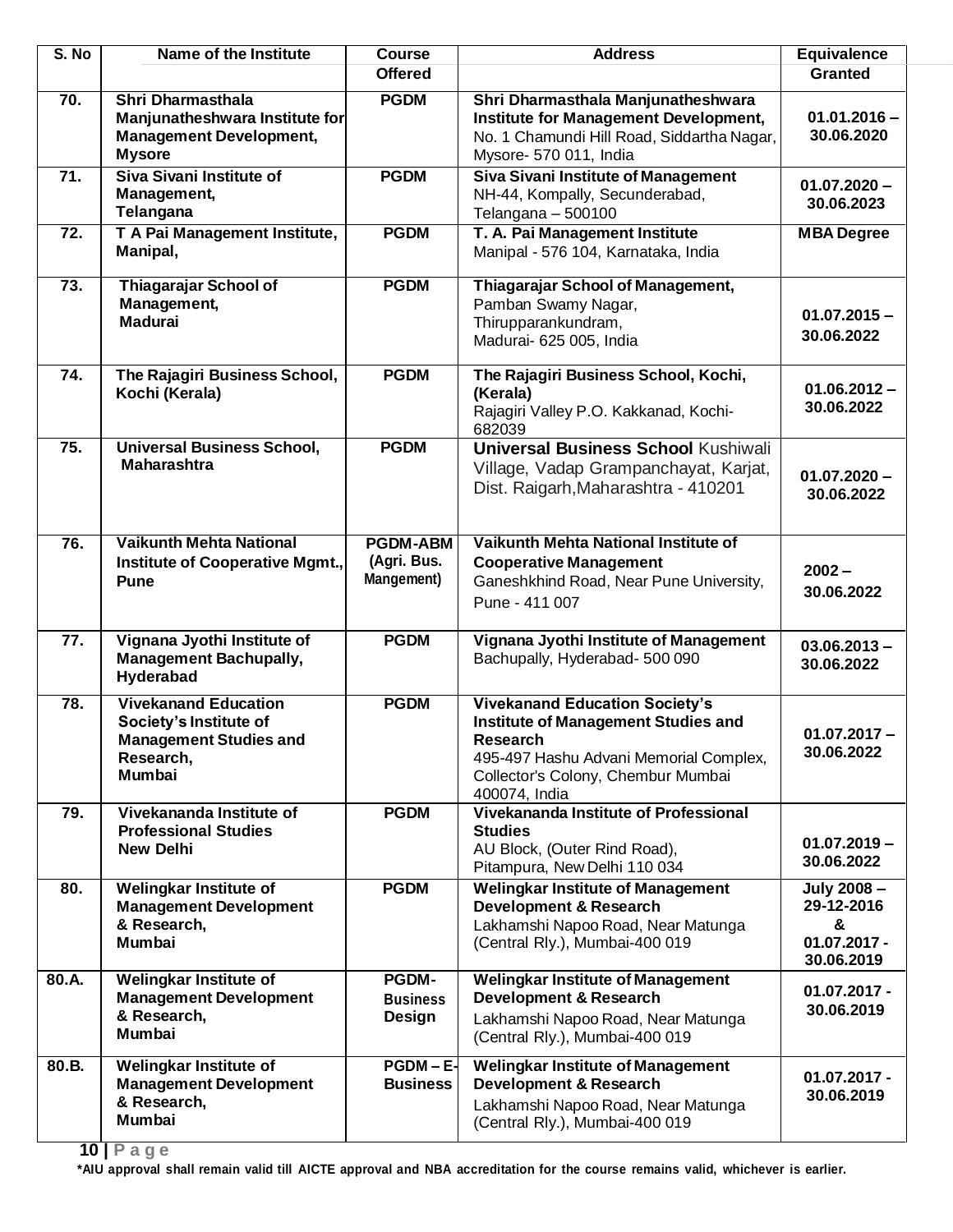| S. No | Name of the Institute | Course Offered | Address | Equivalence Granted |
|---|---|---|---|---|
| 70. | **Shri Dharmasthala Manjunatheshwara Institute for Management Development, Mysore** | **PGDM** | **Shri Dharmasthala Manjunatheshwara Institute for Management Development,** No. 1 Chamundi Hill Road, Siddartha Nagar, Mysore- 570 011, India | **01.01.2016 – 30.06.2020** |
| 71. | **Siva Sivani Institute of Management, Telangana** | **PGDM** | **Siva Sivani Institute of Management** NH-44, Kompally, Secunderabad, Telangana – 500100 | **01.07.2020 – 30.06.2023** |
| 72. | **T A Pai Management Institute, Manipal,** | **PGDM** | **T. A. Pai Management Institute** Manipal - 576 104, Karnataka, India | **MBA Degree** |
| 73. | **Thiagarajar School of Management, Madurai** | **PGDM** | **Thiagarajar School of Management,** Pamban Swamy Nagar, Thirupparankundram, Madurai- 625 005, India | **01.07.2015 – 30.06.2022** |
| 74. | **The Rajagiri Business School, Kochi (Kerala)** | **PGDM** | **The Rajagiri Business School, Kochi, (Kerala)** Rajagiri Valley P.O. Kakkanad, Kochi-682039 | **01.06.2012 – 30.06.2022** |
| 75. | **Universal Business School, Maharashtra** | **PGDM** | **Universal Business School** Kushiwali Village, Vadap Grampanchayat, Karjat, Dist. Raigarh,Maharashtra - 410201 | **01.07.2020 – 30.06.2022** |
| 76. | **Vaikunth Mehta National Institute of Cooperative Mgmt., Pune** | **PGDM-ABM (Agri. Bus. Mangement)** | **Vaikunth Mehta National Institute of Cooperative Management** Ganeshkhind Road, Near Pune University, Pune - 411 007 | **2002 – 30.06.2022** |
| 77. | **Vignana Jyothi Institute of Management Bachupally, Hyderabad** | **PGDM** | **Vignana Jyothi Institute of Management** Bachupally, Hyderabad- 500 090 | **03.06.2013 – 30.06.2022** |
| 78. | **Vivekanand Education Society's Institute of Management Studies and Research, Mumbai** | **PGDM** | **Vivekanand Education Society's Institute of Management Studies and Research** 495-497 Hashu Advani Memorial Complex, Collector's Colony, Chembur Mumbai 400074, India | **01.07.2017 – 30.06.2022** |
| 79. | **Vivekananda Institute of Professional Studies New Delhi** | **PGDM** | **Vivekananda Institute of Professional Studies** AU Block, (Outer Rind Road), Pitampura, New Delhi 110 034 | **01.07.2019 – 30.06.2022** |
| 80. | **Welingkar Institute of Management Development & Research, Mumbai** | **PGDM** | **Welingkar Institute of Management Development & Research** Lakhamshi Napoo Road, Near Matunga (Central Rly.), Mumbai-400 019 | **July 2008 – 29-12-2016 & 01.07.2017 - 30.06.2019** |
| 80.A. | **Welingkar Institute of Management Development & Research, Mumbai** | **PGDM-Business Design** | **Welingkar Institute of Management Development & Research** Lakhamshi Napoo Road, Near Matunga (Central Rly.), Mumbai-400 019 | **01.07.2017 - 30.06.2019** |
| 80.B. | **Welingkar Institute of Management Development & Research, Mumbai** | **PGDM – E-Business** | **Welingkar Institute of Management Development & Research** Lakhamshi Napoo Road, Near Matunga (Central Rly.), Mumbai-400 019 | **01.07.2017 - 30.06.2019** |

**\*AIU approval shall remain valid till AICTE approval and NBA accreditation for the course remains valid, whichever is earlier.**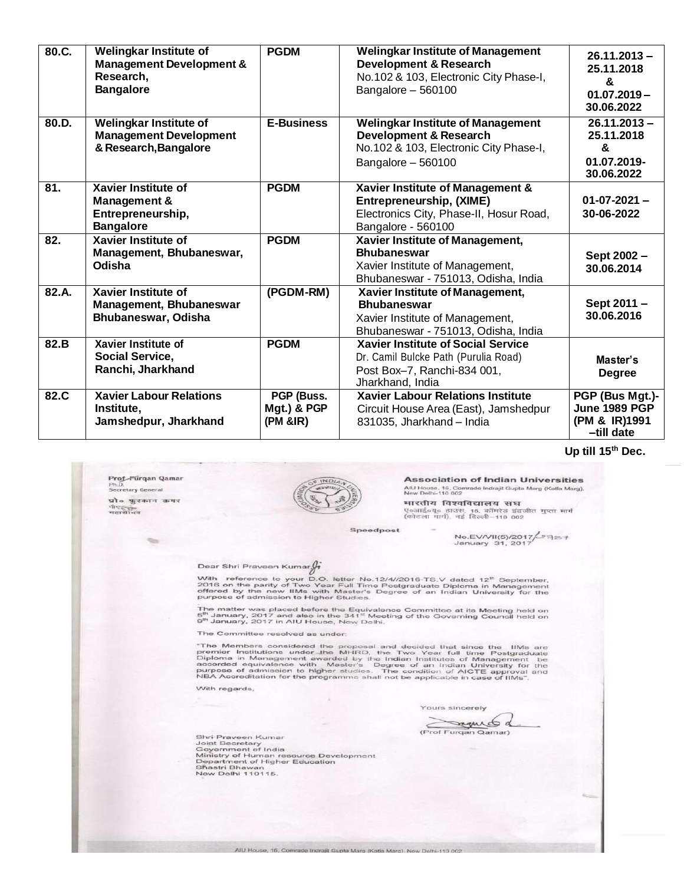| | | | | |
|---|---|---|---|---|
| 80.C. | **Welingkar Institute of Management Development & Research, Bangalore** | **PGDM** | **Welingkar Institute of Management Development & Research** No.102 & 103, Electronic City Phase-I, Bangalore – 560100 | **26.11.2013 – 25.11.2018 & 01.07.2019 – 30.06.2022** |
| 80.D. | **Welingkar Institute of Management Development & Research,Bangalore** | **E-Business** | **Welingkar Institute of Management Development & Research** No.102 & 103, Electronic City Phase-I, Bangalore – 560100 | **26.11.2013 – 25.11.2018 & 01.07.2019- 30.06.2022** |
| 81. | **Xavier Institute of Management & Entrepreneurship, Bangalore** | **PGDM** | **Xavier Institute of Management & Entrepreneurship, (XIME)** Electronics City, Phase-II, Hosur Road, Bangalore - 560100 | **01-07-2021 – 30-06-2022** |
| 82. | **Xavier Institute of Management, Bhubaneswar, Odisha** | **PGDM** | **Xavier Institute of Management, Bhubaneswar** Xavier Institute of Management, Bhubaneswar - 751013, Odisha, India | **Sept 2002 – 30.06.2014** |
| 82.A. | **Xavier Institute of Management, Bhubaneswar Bhubaneswar, Odisha** | **(PGDM-RM)** | **Xavier Institute of Management, Bhubaneswar** Xavier Institute of Management, Bhubaneswar - 751013, Odisha, India | **Sept 2011 – 30.06.2016** |
| 82.B | **Xavier Institute of Social Service, Ranchi, Jharkhand** | **PGDM** | **Xavier Institute of Social Service** Dr. Camil Bulcke Path (Purulia Road) Post Box–7, Ranchi-834 001, Jharkhand, India | **Master's Degree** |
| 82.C | **Xavier Labour Relations Institute, Jamshedpur, Jharkhand** | **PGP (Buss. Mgt.) & PGP (PM &IR)** | **Xavier Labour Relations Institute** Circuit House Area (East), Jamshedpur 831035, Jharkhand – India | **PGP (Bus Mgt.)- June 1989 PGP (PM & IR)1991 –till date** |

**Up till 15th Dec.**

Prof. Furqan Qamar
Ph.D.
Secretary General

प्रो० फुरकान क़मर
पीएच०डी०
महासचिव

**Association of Indian Universities**
AIU House, 16, Comrade Indrajit Gupta Marg (Kotla Marg), New Delhi-110 002

भारतीय विश्वविद्यालय संघ
एआईयू० हाउस, 16, कॉमरेड इंद्रजीत गुप्ता मार्ग (कोटला मार्ग), नई दिल्ली–110 002

Speedpost

No.EV/VII(5)/2017/2727
January 31, 2017

Dear Shri Praveen Kumar Ji

With reference to your D.O. letter No.12/4//2016-TS.V dated 12th September, 2016 on the parity of Two Year Full Time Postgraduate Diploma in Management offered by the new IIMs with Master's Degree of an Indian University for the purpose of admission to Higher Studies.

The matter was placed before the Equivalence Committee at its Meeting held on 5th January, 2017 and also in the 341st Meeting of the Governing Council held on 9th January, 2017 in AIU House, New Delhi.

The Committee resolved as under:

"The Members considered the proposal and decided that since the IIMs are premier Institutions under the MHRD, the Two Year full time Postgraduate Diploma in Management awarded by the Indian Institutes of Management be accorded equivalence with Master's Degree of an Indian University for the purpose of admission to higher studies. The condition of AICTE approval and NBA Accreditation for the programme shall not be applicable in case of IIMs".

With regards,

Yours sincerely

(Prof Furqan Qamar)

Shri Praveen Kumar
Joint Secretary
Government of India
Ministry of Human resource Development
Department of Higher Education
Shastri Bhawan
New Delhi 110115.

AIU House, 16, Comrade Indrajit Gupta Marg (Kotla Marg), New Delhi-110 002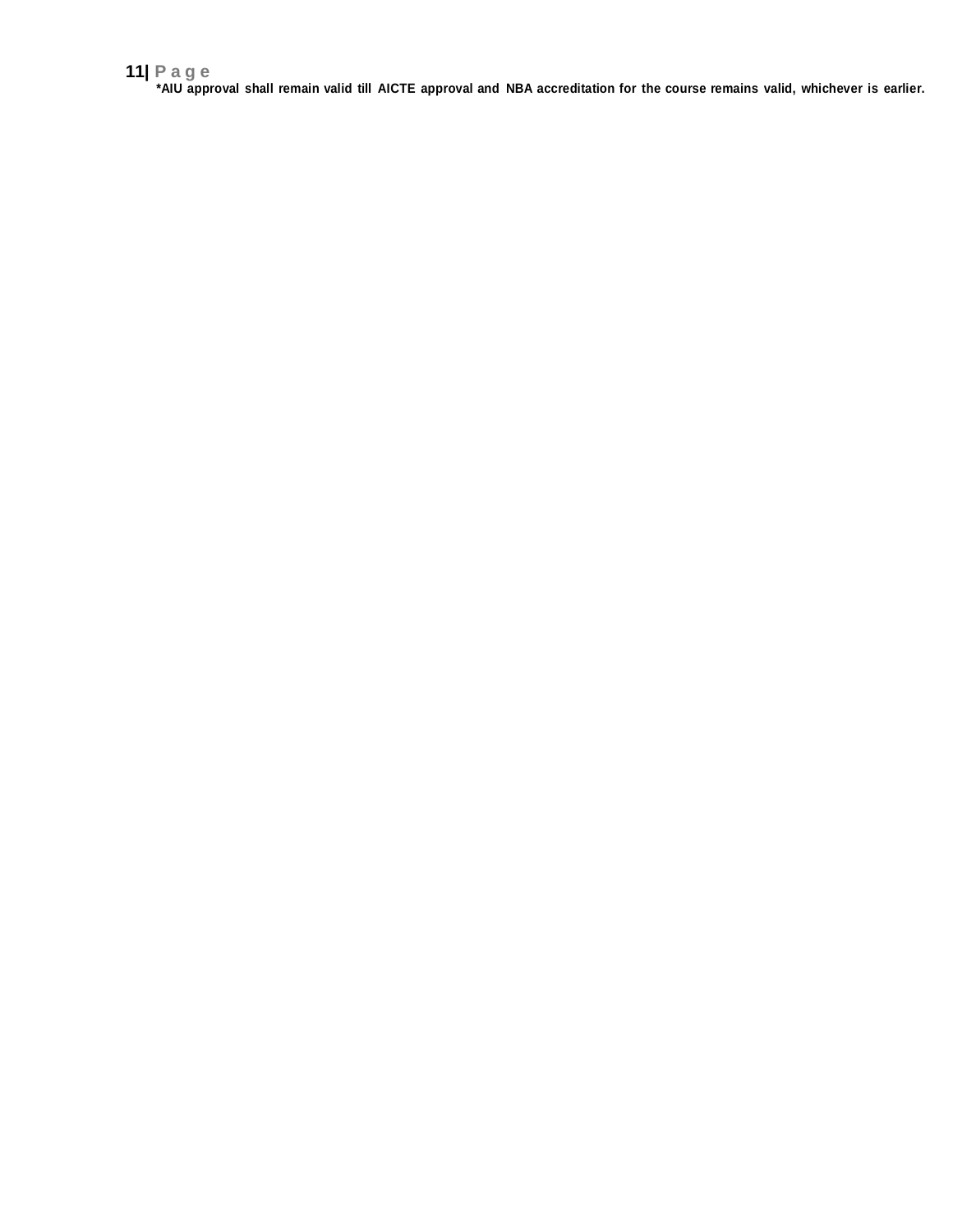*AIU approval shall remain valid till AICTE approval and NBA accreditation for the course remains valid, whichever is earlier.